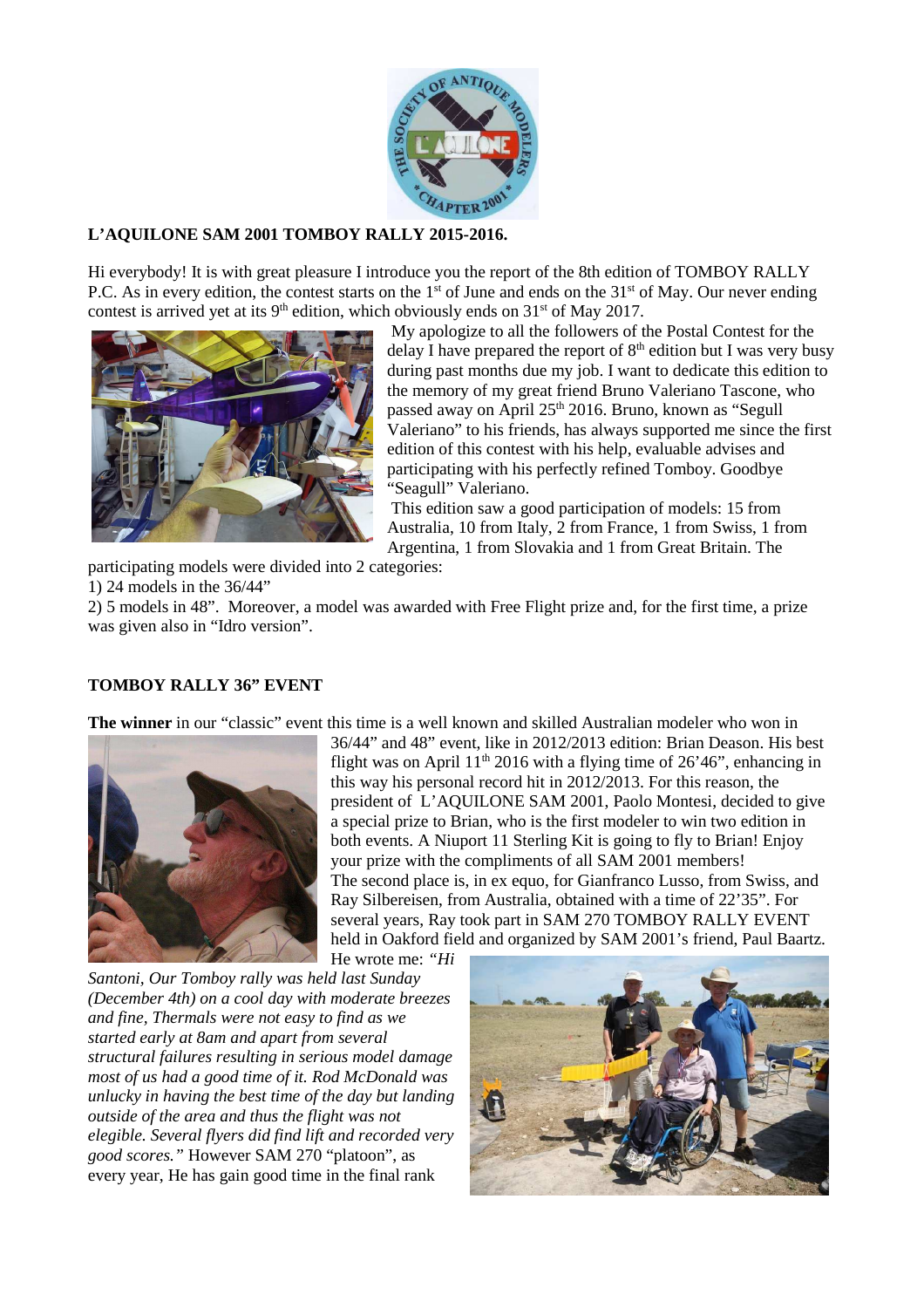**L'AQUILONE SAM 2001 TOMBOY RALLY 2015-2016.**

Hi everybody! It is with great pleasure I introduce you the report of the 8th edition of TOMBOY RALLY P.C. As in every edition, the contest starts on the 1st of June and ends on the 31st of May. Our never ending contest is arrived yet at its 9th edition, which obviously ends on 31st of May 2017.

My apologize to all the followers of the Postal Contest for the delay I have prepared the report of 8th edition but I was very busy during past months due my job. I want to dedicate this edition to the memory of my great friend Bruno Valeriano Tascone, who passed away on April 25th 2016. Bruno, known as "Segull Valeriano" to his friends, has always supported me since the first edition of this contest with his help, evaluable advises and participating with his perfectly refined Tomboy. Goodbye "Seagull" Valeriano.

This edition saw a good participation of models: 15 from Australia, 10 from Italy, 2 from France, 1 from Swiss, 1 from Argentina, 1 from Slovakia and 1 from Great Britain. The participating models were divided into 2 categories:

1) 24 models in the 36/44"
2) 5 models in 48". Moreover, a model was awarded with Free Flight prize and, for the first time, a prize was given also in "Idro version".

**TOMBOY RALLY 36" EVENT**

**The winner** in our "classic" event this time is a well known and skilled Australian modeler who won in 36/44" and 48" event, like in 2012/2013 edition: Brian Deason. His best flight was on April 11th 2016 with a flying time of 26'46", enhancing in this way his personal record hit in 2012/2013. For this reason, the president of L'AQUILONE SAM 2001, Paolo Montesi, decided to give a special prize to Brian, who is the first modeler to win two edition in both events. A Niuport 11 Sterling Kit is going to fly to Brian! Enjoy your prize with the compliments of all SAM 2001 members!

The second place is, in ex equo, for Gianfranco Lusso, from Swiss, and Ray Silbereisen, from Australia, obtained with a time of 22'35". For several years, Ray took part in SAM 270 TOMBOY RALLY EVENT held in Oakford field and organized by SAM 2001's friend, Paul Baartz. He wrote me: *"Hi Santoni, Our Tomboy rally was held last Sunday (December 4th) on a cool day with moderate breezes and fine, Thermals were not easy to find as we started early at 8am and apart from several structural failures resulting in serious model damage most of us had a good time of it. Rod McDonald was unlucky in having the best time of the day but landing outside of the area and thus the flight was not elegible. Several flyers did find lift and recorded very good scores."* However SAM 270 "platoon", as every year, He has gain good time in the final rank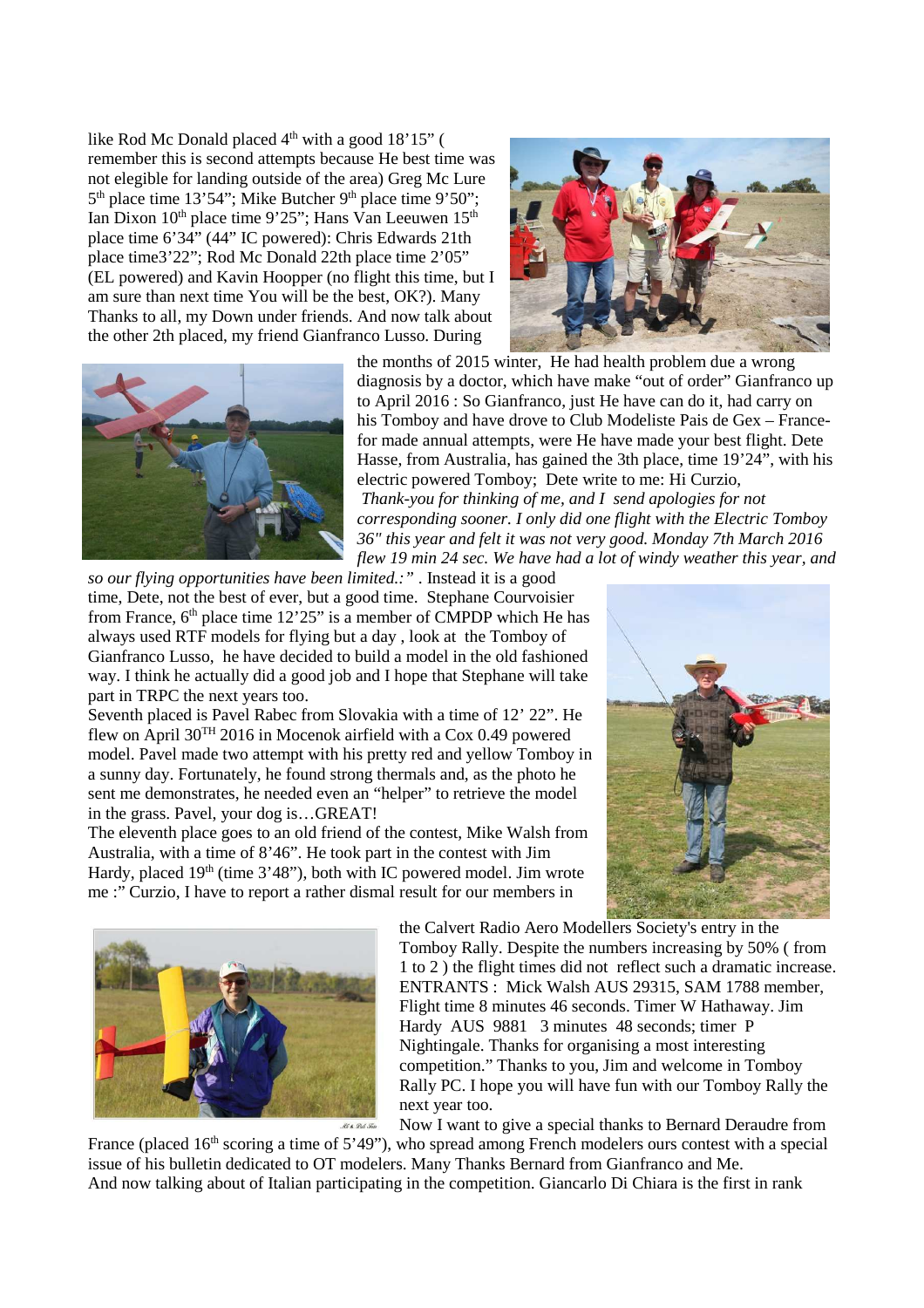like Rod Mc Donald placed 4th with a good 18'15" ( remember this is second attempts because He best time was not elegible for landing outside of the area) Greg Mc Lure 5th place time 13'54"; Mike Butcher 9th place time 9'50"; Ian Dixon 10th place time 9'25"; Hans Van Leeuwen 15th place time 6'34" (44" IC powered): Chris Edwards 21th place time3'22"; Rod Mc Donald 22th place time 2'05" (EL powered) and Kavin Hoopper (no flight this time, but I am sure than next time You will be the best, OK?). Many Thanks to all, my Down under friends. And now talk about the other 2th placed, my friend Gianfranco Lusso. During the months of 2015 winter, He had health problem due a wrong diagnosis by a doctor, which have make "out of order" Gianfranco up to April 2016 : So Gianfranco, just He have can do it, had carry on his Tomboy and have drove to Club Modeliste Pais de Gex – France- for made annual attempts, were He have made your best flight. Dete Hasse, from Australia, has gained the 3th place, time 19'24", with his electric powered Tomboy; Dete write to me: Hi Curzio,

*Thank-you for thinking of me, and I send apologies for not corresponding sooner. I only did one flight with the Electric Tomboy 36" this year and felt it was not very good. Monday 7th March 2016 flew 19 min 24 sec. We have had a lot of windy weather this year, and so our flying opportunities have been limited.:"* . Instead it is a good time, Dete, not the best of ever, but a good time. Stephane Courvoisier from France, 6th place time 12'25" is a member of CMPDP which He has always used RTF models for flying but a day , look at the Tomboy of Gianfranco Lusso, he have decided to build a model in the old fashioned way. I think he actually did a good job and I hope that Stephane will take part in TRPC the next years too.

Seventh placed is Pavel Rabec from Slovakia with a time of 12' 22". He flew on April 30TH 2016 in Mocenok airfield with a Cox 0.49 powered model. Pavel made two attempt with his pretty red and yellow Tomboy in a sunny day. Fortunately, he found strong thermals and, as the photo he sent me demonstrates, he needed even an "helper" to retrieve the model in the grass. Pavel, your dog is…GREAT!

The eleventh place goes to an old friend of the contest, Mike Walsh from Australia, with a time of 8'46". He took part in the contest with Jim Hardy, placed 19th (time 3'48"), both with IC powered model. Jim wrote me :" Curzio, I have to report a rather dismal result for our members in the Calvert Radio Aero Modellers Society's entry in the Tomboy Rally. Despite the numbers increasing by 50% ( from 1 to 2 ) the flight times did not reflect such a dramatic increase. ENTRANTS : Mick Walsh AUS 29315, SAM 1788 member, Flight time 8 minutes 46 seconds. Timer W Hathaway. Jim Hardy AUS 9881 3 minutes 48 seconds; timer P Nightingale. Thanks for organising a most interesting competition." Thanks to you, Jim and welcome in Tomboy Rally PC. I hope you will have fun with our Tomboy Rally the next year too.

Now I want to give a special thanks to Bernard Deraudre from France (placed 16th scoring a time of 5'49"), who spread among French modelers ours contest with a special issue of his bulletin dedicated to OT modelers. Many Thanks Bernard from Gianfranco and Me.

And now talking about of Italian participating in the competition. Giancarlo Di Chiara is the first in rank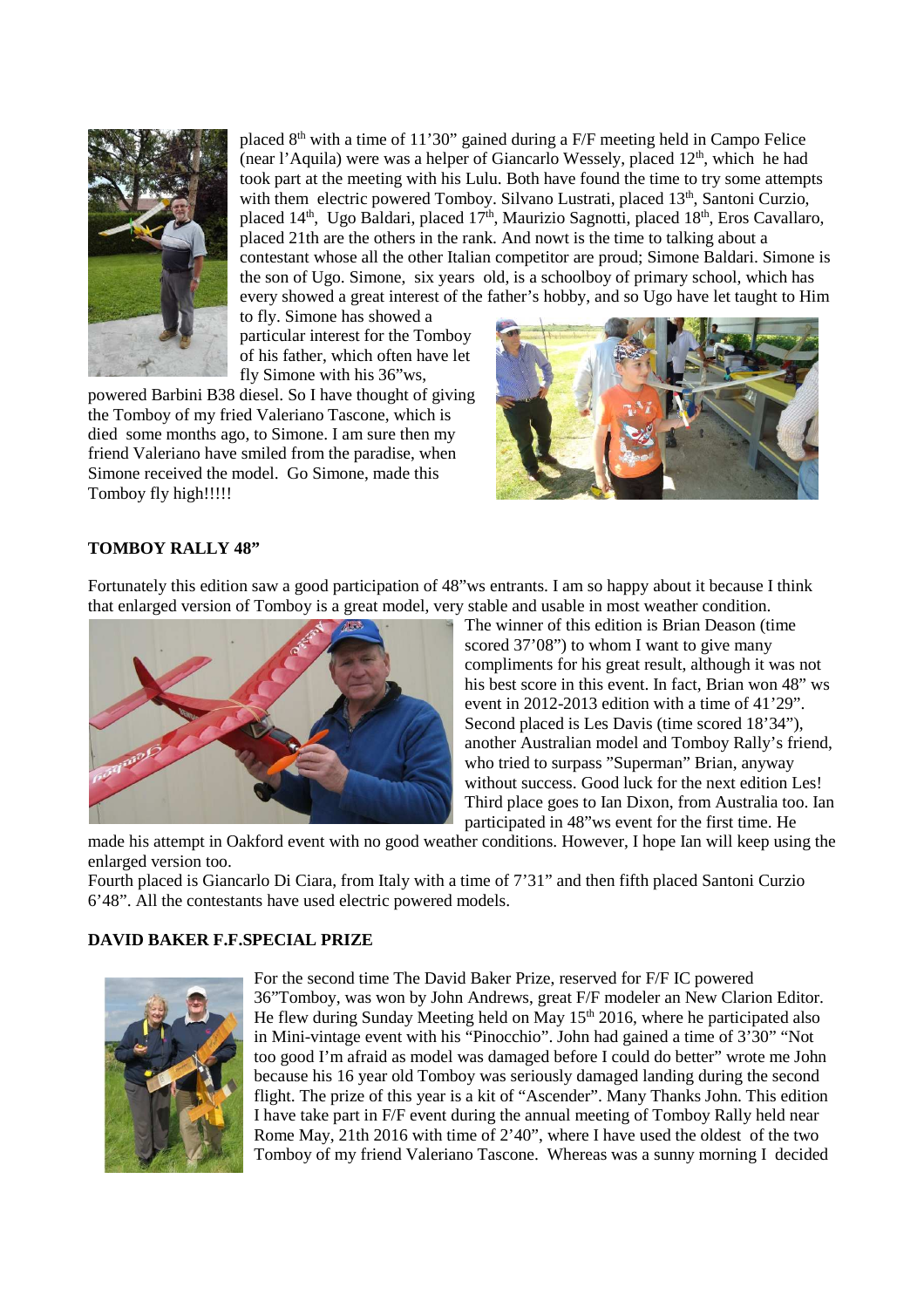placed 8th with a time of 11'30" gained during a F/F meeting held in Campo Felice (near l'Aquila) were was a helper of Giancarlo Wessely, placed 12th, which he had took part at the meeting with his Lulu. Both have found the time to try some attempts with them electric powered Tomboy. Silvano Lustrati, placed 13th, Santoni Curzio, placed 14th, Ugo Baldari, placed 17th, Maurizio Sagnotti, placed 18th, Eros Cavallaro, placed 21th are the others in the rank. And nowt is the time to talking about a contestant whose all the other Italian competitor are proud; Simone Baldari. Simone is the son of Ugo. Simone, six years old, is a schoolboy of primary school, which has every showed a great interest of the father's hobby, and so Ugo have let taught to Him to fly. Simone has showed a particular interest for the Tomboy of his father, which often have let fly Simone with his 36"ws, powered Barbini B38 diesel. So I have thought of giving the Tomboy of my fried Valeriano Tascone, which is died some months ago, to Simone. I am sure then my friend Valeriano have smiled from the paradise, when Simone received the model. Go Simone, made this Tomboy fly high!!!!!

## TOMBOY RALLY 48"

Fortunately this edition saw a good participation of 48"ws entrants. I am so happy about it because I think that enlarged version of Tomboy is a great model, very stable and usable in most weather condition.

The winner of this edition is Brian Deason (time scored 37'08") to whom I want to give many compliments for his great result, although it was not his best score in this event. In fact, Brian won 48" ws event in 2012-2013 edition with a time of 41'29". Second placed is Les Davis (time scored 18'34"), another Australian model and Tomboy Rally's friend, who tried to surpass "Superman" Brian, anyway without success. Good luck for the next edition Les! Third place goes to Ian Dixon, from Australia too. Ian participated in 48"ws event for the first time. He made his attempt in Oakford event with no good weather conditions. However, I hope Ian will keep using the enlarged version too.

Fourth placed is Giancarlo Di Ciara, from Italy with a time of 7'31" and then fifth placed Santoni Curzio 6'48". All the contestants have used electric powered models.

## DAVID BAKER F.F.SPECIAL PRIZE

For the second time The David Baker Prize, reserved for F/F IC powered 36"Tomboy, was won by John Andrews, great F/F modeler an New Clarion Editor. He flew during Sunday Meeting held on May 15th 2016, where he participated also in Mini-vintage event with his "Pinocchio". John had gained a time of 3'30" "Not too good I'm afraid as model was damaged before I could do better" wrote me John because his 16 year old Tomboy was seriously damaged landing during the second flight. The prize of this year is a kit of "Ascender". Many Thanks John. This edition I have take part in F/F event during the annual meeting of Tomboy Rally held near Rome May, 21th 2016 with time of 2'40", where I have used the oldest of the two Tomboy of my friend Valeriano Tascone. Whereas was a sunny morning I decided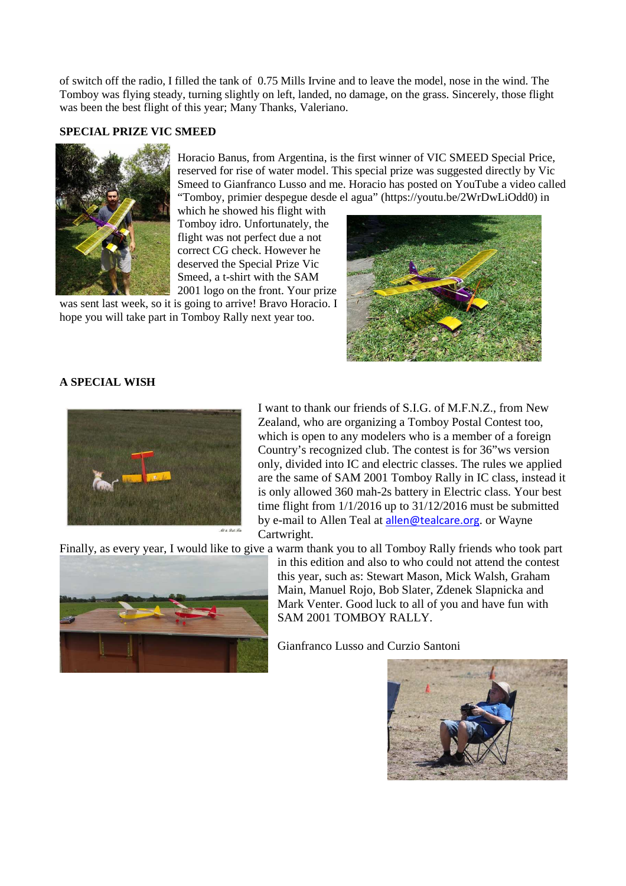of switch off the radio, I filled the tank of 0.75 Mills Irvine and to leave the model, nose in the wind. The Tomboy was flying steady, turning slightly on left, landed, no damage, on the grass. Sincerely, those flight was been the best flight of this year; Many Thanks, Valeriano.

**SPECIAL PRIZE VIC SMEED**

Horacio Banus, from Argentina, is the first winner of VIC SMEED Special Price, reserved for rise of water model. This special prize was suggested directly by Vic Smeed to Gianfranco Lusso and me. Horacio has posted on YouTube a video called "Tomboy, primier despegue desde el agua" (https://youtu.be/2WrDwLiOdd0) in which he showed his flight with Tomboy idro. Unfortunately, the flight was not perfect due a not correct CG check. However he deserved the Special Prize Vic Smeed, a t-shirt with the SAM 2001 logo on the front. Your prize was sent last week, so it is going to arrive! Bravo Horacio. I hope you will take part in Tomboy Rally next year too.

**A SPECIAL WISH**

I want to thank our friends of S.I.G. of M.F.N.Z., from New Zealand, who are organizing a Tomboy Postal Contest too, which is open to any modelers who is a member of a foreign Country's recognized club. The contest is for 36"ws version only, divided into IC and electric classes. The rules we applied are the same of SAM 2001 Tomboy Rally in IC class, instead it is only allowed 360 mah-2s battery in Electric class. Your best time flight from 1/1/2016 up to 31/12/2016 must be submitted by e-mail to Allen Teal at allen@tealcare.org. or Wayne Cartwright.

Finally, as every year, I would like to give a warm thank you to all Tomboy Rally friends who took part in this edition and also to who could not attend the contest this year, such as: Stewart Mason, Mick Walsh, Graham Main, Manuel Rojo, Bob Slater, Zdenek Slapnicka and Mark Venter. Good luck to all of you and have fun with SAM 2001 TOMBOY RALLY.

Gianfranco Lusso and Curzio Santoni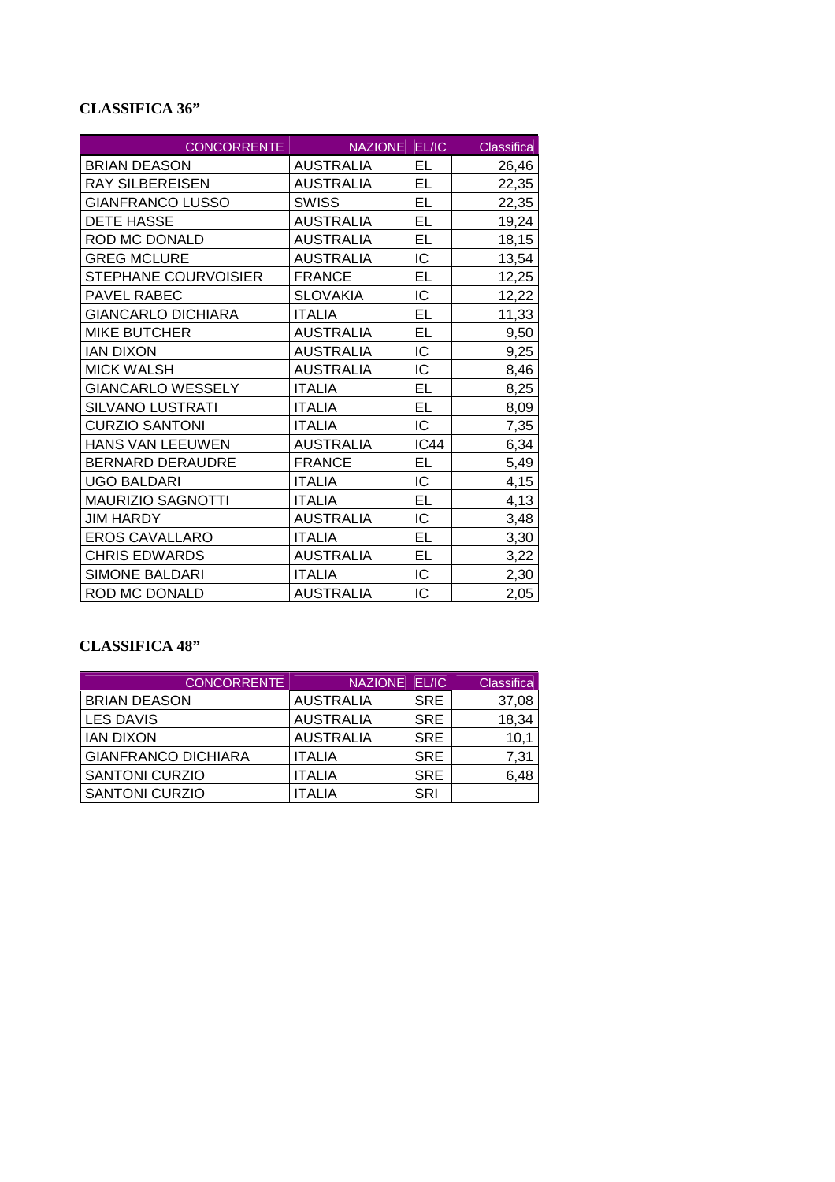**CLASSIFICA 36”**

| CONCORRENTE | NAZIONE | EL/IC | Classifica |
|---|---|---|---|
| BRIAN DEASON | AUSTRALIA | EL | 26,46 |
| RAY SILBEREISEN | AUSTRALIA | EL | 22,35 |
| GIANFRANCO LUSSO | SWISS | EL | 22,35 |
| DETE HASSE | AUSTRALIA | EL | 19,24 |
| ROD MC DONALD | AUSTRALIA | EL | 18,15 |
| GREG MCLURE | AUSTRALIA | IC | 13,54 |
| STEPHANE COURVOISIER | FRANCE | EL | 12,25 |
| PAVEL RABEC | SLOVAKIA | IC | 12,22 |
| GIANCARLO DICHIARA | ITALIA | EL | 11,33 |
| MIKE BUTCHER | AUSTRALIA | EL | 9,50 |
| IAN DIXON | AUSTRALIA | IC | 9,25 |
| MICK WALSH | AUSTRALIA | IC | 8,46 |
| GIANCARLO WESSELY | ITALIA | EL | 8,25 |
| SILVANO LUSTRATI | ITALIA | EL | 8,09 |
| CURZIO SANTONI | ITALIA | IC | 7,35 |
| HANS VAN LEEUWEN | AUSTRALIA | IC44 | 6,34 |
| BERNARD DERAUDRE | FRANCE | EL | 5,49 |
| UGO BALDARI | ITALIA | IC | 4,15 |
| MAURIZIO SAGNOTTI | ITALIA | EL | 4,13 |
| JIM HARDY | AUSTRALIA | IC | 3,48 |
| EROS CAVALLARO | ITALIA | EL | 3,30 |
| CHRIS EDWARDS | AUSTRALIA | EL | 3,22 |
| SIMONE BALDARI | ITALIA | IC | 2,30 |
| ROD MC DONALD | AUSTRALIA | IC | 2,05 |

**CLASSIFICA 48”**

| CONCORRENTE | NAZIONE | EL/IC | Classifica |
|---|---|---|---|
| BRIAN DEASON | AUSTRALIA | SRE | 37,08 |
| LES DAVIS | AUSTRALIA | SRE | 18,34 |
| IAN DIXON | AUSTRALIA | SRE | 10,1 |
| GIANFRANCO DICHIARA | ITALIA | SRE | 7,31 |
| SANTONI CURZIO | ITALIA | SRE | 6,48 |
| SANTONI CURZIO | ITALIA | SRI | |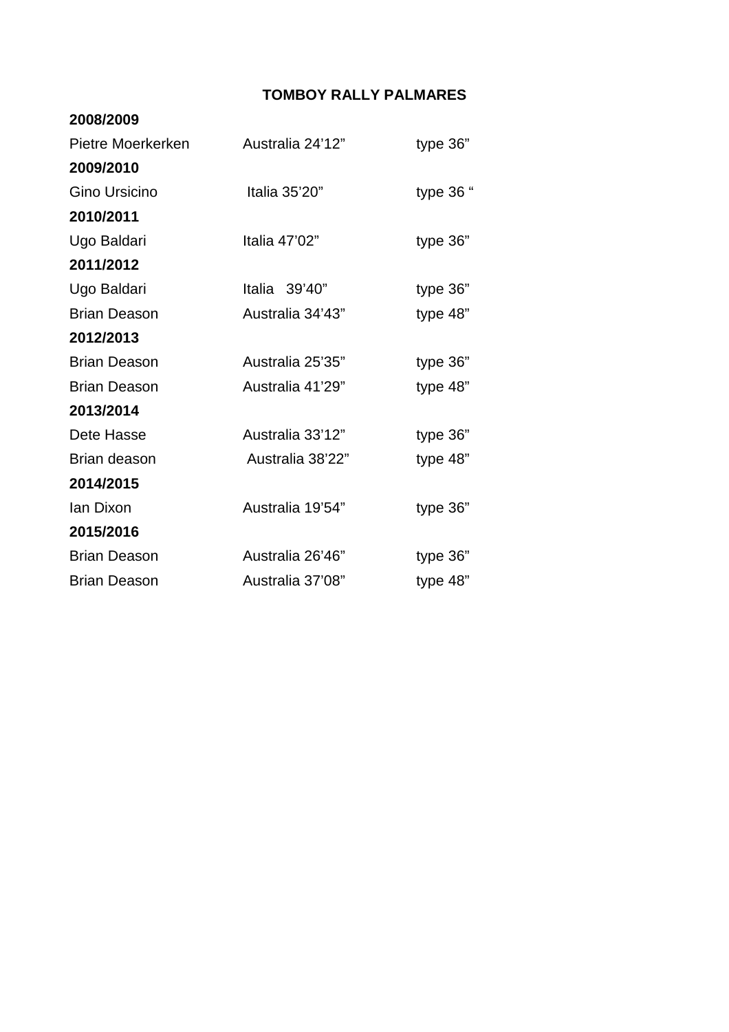**TOMBOY RALLY PALMARES**

**2008/2009**

| | | |
|---|---|---|
| Pietre Moerkerken | Australia 24’12” | type 36” |

**2009/2010**

| | | |
|---|---|---|
| Gino Ursicino | Italia 35’20” | type 36 “ |

**2010/2011**

| | | |
|---|---|---|
| Ugo Baldari | Italia 47’02” | type 36” |

**2011/2012**

| | | |
|---|---|---|
| Ugo Baldari | Italia 39’40” | type 36” |
| Brian Deason | Australia 34’43” | type 48” |

**2012/2013**

| | | |
|---|---|---|
| Brian Deason | Australia 25’35” | type 36” |
| Brian Deason | Australia 41’29” | type 48” |

**2013/2014**

| | | |
|---|---|---|
| Dete Hasse | Australia 33’12” | type 36” |
| Brian deason | Australia 38’22” | type 48” |

**2014/2015**

| | | |
|---|---|---|
| Ian Dixon | Australia 19’54” | type 36” |

**2015/2016**

| | | |
|---|---|---|
| Brian Deason | Australia 26’46” | type 36” |
| Brian Deason | Australia 37’08” | type 48” |